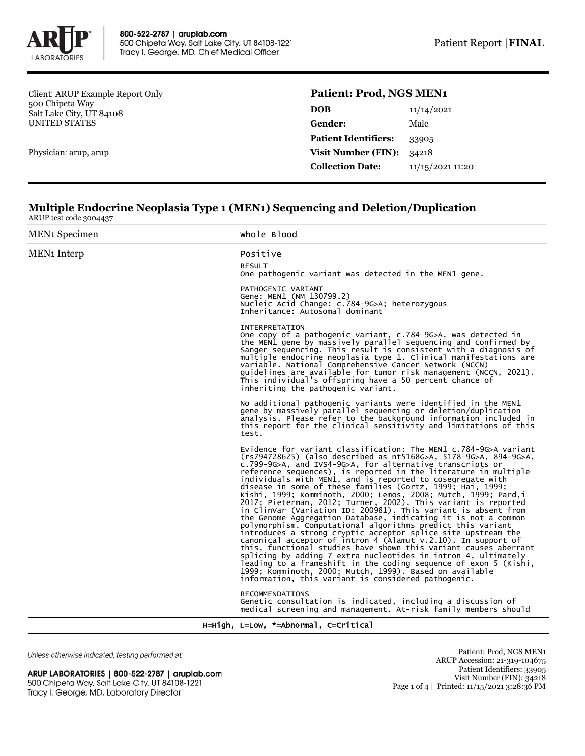800-522-2787 | aruplab.com
500 Chipeta Way, Salt Lake City, UT 84108-1221
Tracy I. George, MD, Chief Medical Officer

Patient Report |**FINAL**

Client: ARUP Example Report Only
500 Chipeta Way
Salt Lake City, UT 84108
UNITED STATES

Physician: arup, arup

## Patient: Prod, NGS MEN1

| | |
|---|---|
| **DOB** | 11/14/2021 |
| **Gender:** | Male |
| **Patient Identifiers:** | 33905 |
| **Visit Number (FIN):** | 34218 |
| **Collection Date:** | 11/15/2021 11:20 |

## Multiple Endocrine Neoplasia Type 1 (MEN1) Sequencing and Deletion/Duplication

ARUP test code 3004437

| | |
|---|---|
| MEN1 Specimen | Whole Blood |
| MEN1 Interp | Positive |

RESULT
One pathogenic variant was detected in the MEN1 gene.

PATHOGENIC VARIANT
Gene: MEN1 (NM_130799.2)
Nucleic Acid Change: c.784-9G>A; heterozygous
Inheritance: Autosomal dominant

INTERPRETATION
One copy of a pathogenic variant, c.784-9G>A, was detected in the MEN1 gene by massively parallel sequencing and confirmed by Sanger sequencing. This result is consistent with a diagnosis of multiple endocrine neoplasia type 1. Clinical manifestations are variable. National Comprehensive Cancer Network (NCCN) guidelines are available for tumor risk management (NCCN, 2021). This individual's offspring have a 50 percent chance of inheriting the pathogenic variant.

No additional pathogenic variants were identified in the MEN1 gene by massively parallel sequencing or deletion/duplication analysis. Please refer to the background information included in this report for the clinical sensitivity and limitations of this test.

Evidence for variant classification: The MEN1 c.784-9G>A variant (rs794728625) (also described as nt5168G>A, 5178-9G>A, 894-9G>A, c.799-9G>A, and IVS4-9G>A, for alternative transcripts or reference sequences), is reported in the literature in multiple individuals with MEN1, and is reported to cosegregate with disease in some of these families (Gortz, 1999; Hai, 1999; Kishi, 1999; Komminoth, 2000; Lemos, 2008; Mutch, 1999; Pard,i 2017; Pieterman, 2012; Turner, 2002). This variant is reported in ClinVar (Variation ID: 200981). This variant is absent from the Genome Aggregation Database, indicating it is not a common polymorphism. Computational algorithms predict this variant introduces a strong cryptic acceptor splice site upstream the canonical acceptor of intron 4 (Alamut v.2.10). In support of this, functional studies have shown this variant causes aberrant splicing by adding 7 extra nucleotides in intron 4, ultimately leading to a frameshift in the coding sequence of exon 5 (Kishi, 1999; Komminoth, 2000; Mutch, 1999). Based on available information, this variant is considered pathogenic.

RECOMMENDATIONS
Genetic consultation is indicated, including a discussion of medical screening and management. At-risk family members should

H=High, L=Low, *=Abnormal, C=Critical

*Unless otherwise indicated, testing performed at:*

ARUP LABORATORIES | 800-522-2787 | aruplab.com
500 Chipeta Way, Salt Lake City, UT 84108-1221
Tracy I. George, MD, Laboratory Director

Patient: Prod, NGS MEN1
ARUP Accession: 21-319-104675
Patient Identifiers: 33905
Visit Number (FIN): 34218
Printed: 11/15/2021 3:28:36 PM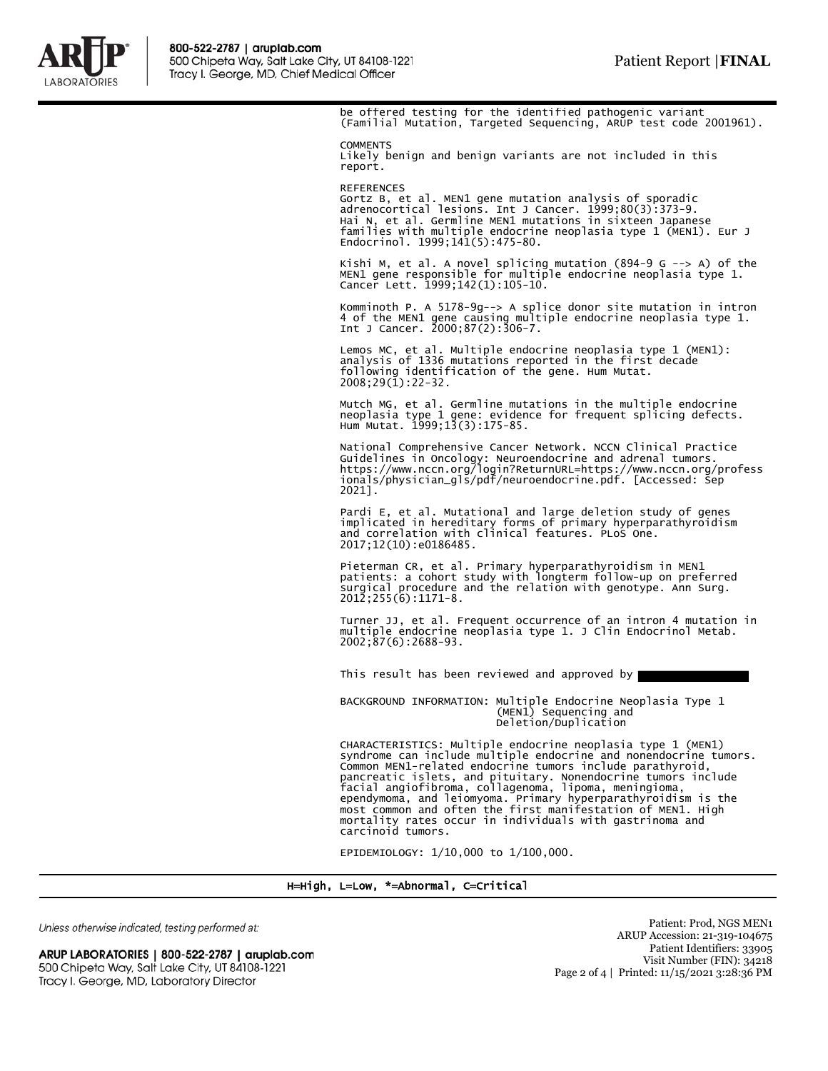be offered testing for the identified pathogenic variant (Familial Mutation, Targeted Sequencing, ARUP test code 2001961).

COMMENTS

Likely benign and benign variants are not included in this report.

REFERENCES

Gortz B, et al. MEN1 gene mutation analysis of sporadic adrenocortical lesions. Int J Cancer. 1999;80(3):373-9.
Hai N, et al. Germline MEN1 mutations in sixteen Japanese families with multiple endocrine neoplasia type 1 (MEN1). Eur J Endocrinol. 1999;141(5):475-80.

Kishi M, et al. A novel splicing mutation (894-9 G --> A) of the MEN1 gene responsible for multiple endocrine neoplasia type 1. Cancer Lett. 1999;142(1):105-10.

Komminoth P. A 5178-9g--> A splice donor site mutation in intron 4 of the MEN1 gene causing multiple endocrine neoplasia type 1. Int J Cancer. 2000;87(2):306-7.

Lemos MC, et al. Multiple endocrine neoplasia type 1 (MEN1): analysis of 1336 mutations reported in the first decade following identification of the gene. Hum Mutat. 2008;29(1):22-32.

Mutch MG, et al. Germline mutations in the multiple endocrine neoplasia type 1 gene: evidence for frequent splicing defects. Hum Mutat. 1999;13(3):175-85.

National Comprehensive Cancer Network. NCCN Clinical Practice Guidelines in Oncology: Neuroendocrine and adrenal tumors. https://www.nccn.org/login?ReturnURL=https://www.nccn.org/professionals/physician_gls/pdf/neuroendocrine.pdf. [Accessed: Sep 2021].

Pardi E, et al. Mutational and large deletion study of genes implicated in hereditary forms of primary hyperparathyroidism and correlation with clinical features. PLoS One. 2017;12(10):e0186485.

Pieterman CR, et al. Primary hyperparathyroidism in MEN1 patients: a cohort study with longterm follow-up on preferred surgical procedure and the relation with genotype. Ann Surg. 2012;255(6):1171-8.

Turner JJ, et al. Frequent occurrence of an intron 4 mutation in multiple endocrine neoplasia type 1. J Clin Endocrinol Metab. 2002;87(6):2688-93.

This result has been reviewed and approved by

BACKGROUND INFORMATION: Multiple Endocrine Neoplasia Type 1 (MEN1) Sequencing and Deletion/Duplication

CHARACTERISTICS: Multiple endocrine neoplasia type 1 (MEN1) syndrome can include multiple endocrine and nonendocrine tumors. Common MEN1-related endocrine tumors include parathyroid, pancreatic islets, and pituitary. Nonendocrine tumors include facial angiofibroma, collagenoma, lipoma, meningioma, ependymoma, and leiomyoma. Primary hyperparathyroidism is the most common and often the first manifestation of MEN1. High mortality rates occur in individuals with gastrinoma and carcinoid tumors.

EPIDEMIOLOGY: 1/10,000 to 1/100,000.

H=High, L=Low, *=Abnormal, C=Critical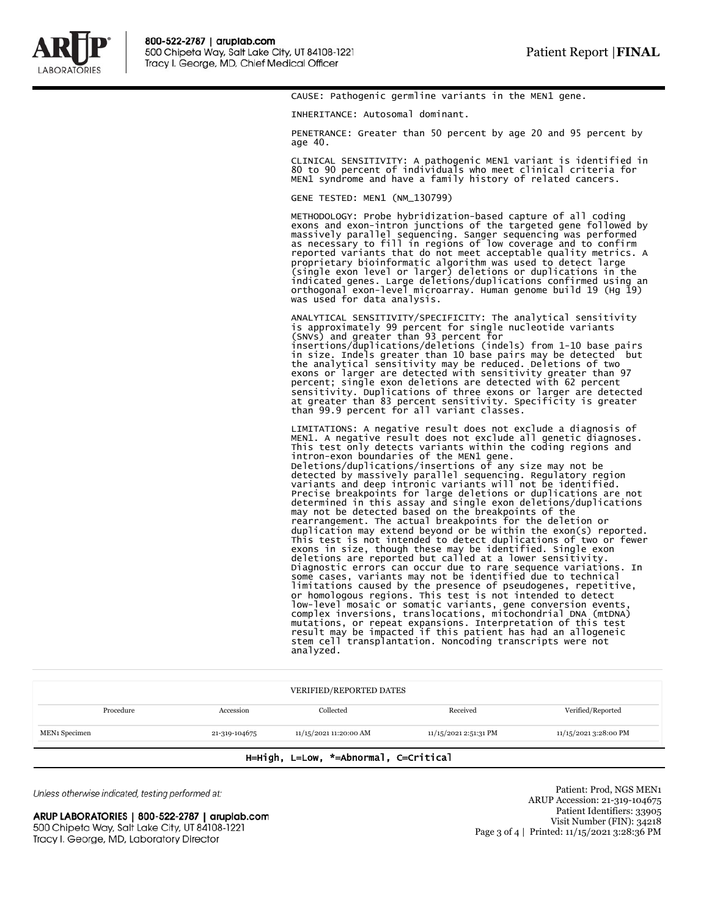CAUSE: Pathogenic germline variants in the MEN1 gene.

INHERITANCE: Autosomal dominant.

PENETRANCE: Greater than 50 percent by age 20 and 95 percent by age 40.

CLINICAL SENSITIVITY: A pathogenic MEN1 variant is identified in 80 to 90 percent of individuals who meet clinical criteria for MEN1 syndrome and have a family history of related cancers.

GENE TESTED: MEN1 (NM_130799)

METHODOLOGY: Probe hybridization-based capture of all coding exons and exon-intron junctions of the targeted gene followed by massively parallel sequencing. Sanger sequencing was performed as necessary to fill in regions of low coverage and to confirm reported variants that do not meet acceptable quality metrics. A proprietary bioinformatic algorithm was used to detect large (single exon level or larger) deletions or duplications in the indicated genes. Large deletions/duplications confirmed using an orthogonal exon-level microarray. Human genome build 19 (Hg 19) was used for data analysis.

ANALYTICAL SENSITIVITY/SPECIFICITY: The analytical sensitivity is approximately 99 percent for single nucleotide variants (SNVs) and greater than 93 percent for insertions/duplications/deletions (indels) from 1-10 base pairs in size. Indels greater than 10 base pairs may be detected but the analytical sensitivity may be reduced. Deletions of two exons or larger are detected with sensitivity greater than 97 percent; single exon deletions are detected with 62 percent sensitivity. Duplications of three exons or larger are detected at greater than 83 percent sensitivity. Specificity is greater than 99.9 percent for all variant classes.

LIMITATIONS: A negative result does not exclude a diagnosis of MEN1. A negative result does not exclude all genetic diagnoses. This test only detects variants within the coding regions and intron-exon boundaries of the MEN1 gene. Deletions/duplications/insertions of any size may not be detected by massively parallel sequencing. Regulatory region variants and deep intronic variants will not be identified. Precise breakpoints for large deletions or duplications are not determined in this assay and single exon deletions/duplications may not be detected based on the breakpoints of the rearrangement. The actual breakpoints for the deletion or duplication may extend beyond or be within the exon(s) reported. This test is not intended to detect duplications of two or fewer exons in size, though these may be identified. Single exon deletions are reported but called at a lower sensitivity. Diagnostic errors can occur due to rare sequence variations. In some cases, variants may not be identified due to technical limitations caused by the presence of pseudogenes, repetitive, or homologous regions. This test is not intended to detect low-level mosaic or somatic variants, gene conversion events, complex inversions, translocations, mitochondrial DNA (mtDNA) mutations, or repeat expansions. Interpretation of this test result may be impacted if this patient has had an allogeneic stem cell transplantation. Noncoding transcripts were not analyzed.

VERIFIED/REPORTED DATES

| Procedure | Accession | Collected | Received | Verified/Reported |
|---|---|---|---|---|
| MEN1 Specimen | 21-319-104675 | 11/15/2021 11:20:00 AM | 11/15/2021 2:51:31 PM | 11/15/2021 3:28:00 PM |

H=High, L=Low, *=Abnormal, C=Critical

Unless otherwise indicated, testing performed at:

ARUP LABORATORIES | 800-522-2787 | aruplab.com
500 Chipeta Way, Salt Lake City, UT 84108-1221
Tracy I. George, MD, Laboratory Director

Patient: Prod, NGS MEN1
ARUP Accession: 21-319-104675
Patient Identifiers: 33905
Visit Number (FIN): 34218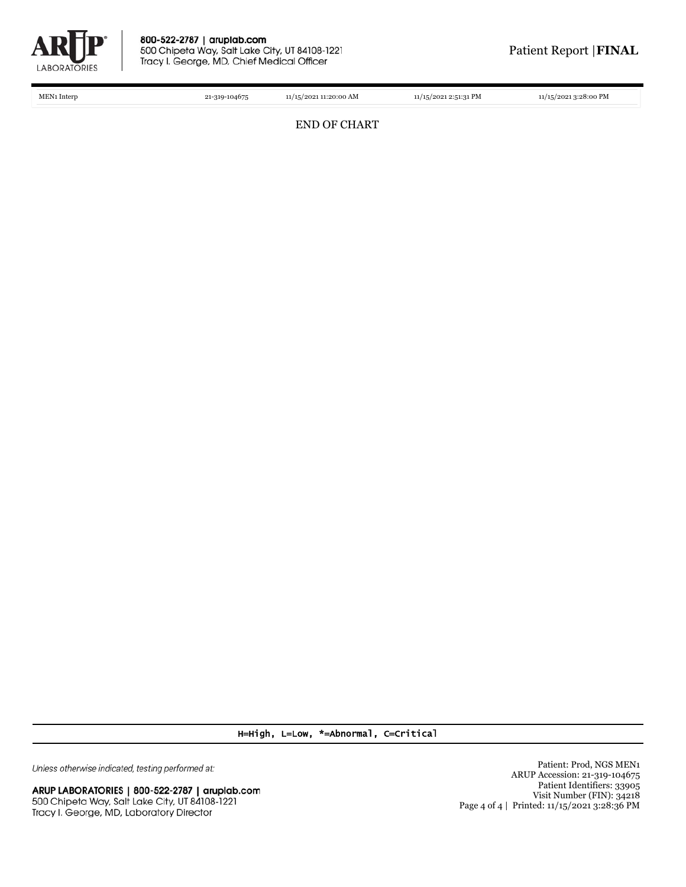| | | | | |
|---|---|---|---|---|
| MEN1 Interp | 21-319-104675 | 11/15/2021 11:20:00 AM | 11/15/2021 2:51:31 PM | 11/15/2021 3:28:00 PM |

END OF CHART

H=High, L=Low, *=Abnormal, C=Critical

*Unless otherwise indicated, testing performed at:*

**ARUP LABORATORIES | 800-522-2787 | aruplab.com**
500 Chipeta Way, Salt Lake City, UT 84108-1221
Tracy I. George, MD, Laboratory Director

Patient: Prod, NGS MEN1
ARUP Accession: 21-319-104675
Patient Identifiers: 33905
Visit Number (FIN): 34218
Printed: 11/15/2021 3:28:36 PM